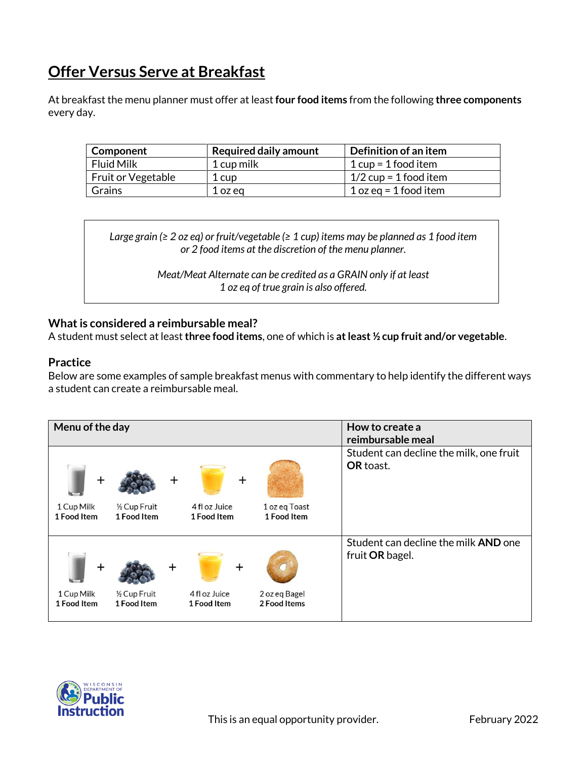# Offer Versus Serve at Breakfast

At breakfast the menu planner must offer at least **four food items** from the following **three components** every day.

| Component | Required daily amount | Definition of an item |
|---|---|---|
| Fluid Milk | 1 cup milk | 1 cup = 1 food item |
| Fruit or Vegetable | 1 cup | 1/2 cup = 1 food item |
| Grains | 1 oz eq | 1 oz eq = 1 food item |

*Large grain (≥ 2 oz eq) or fruit/vegetable (≥ 1 cup) items may be planned as 1 food item or 2 food items at the discretion of the menu planner.*

*Meat/Meat Alternate can be credited as a GRAIN only if at least 1 oz eq of true grain is also offered.*

### What is considered a reimbursable meal?

A student must select at least **three food items**, one of which is **at least ½ cup fruit and/or vegetable**.

### Practice

Below are some examples of sample breakfast menus with commentary to help identify the different ways a student can create a reimbursable meal.

| Menu of the day | How to create a reimbursable meal |
|---|---|
| 1 Cup Milk **1 Food Item** + ½ Cup Fruit **1 Food Item** + 4 fl oz Juice **1 Food Item** + 1 oz eq Toast **1 Food Item** | Student can decline the milk, one fruit **OR** toast. |
| 1 Cup Milk **1 Food Item** + ½ Cup Fruit **1 Food Item** + 4 fl oz Juice **1 Food Item** + 2 oz eq Bagel **2 Food Items** | Student can decline the milk **AND** one fruit **OR** bagel. |

This is an equal opportunity provider.

February 2022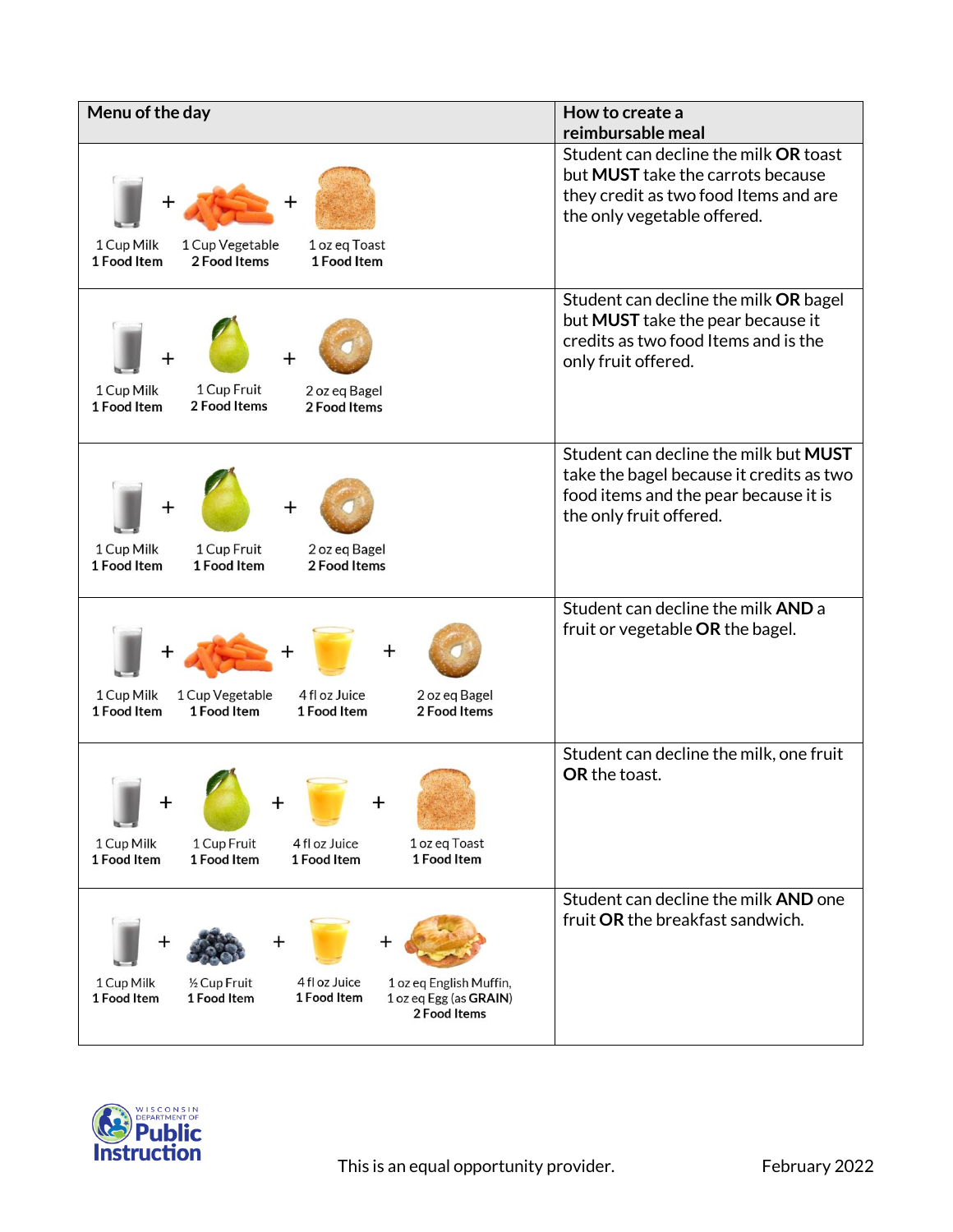| Menu of the day | How to create a reimbursable meal |
|---|---|
| 1 Cup Milk **1 Food Item** + 1 Cup Vegetable **2 Food Items** + 1 oz eq Toast **1 Food Item** | Student can decline the milk **OR** toast but **MUST** take the carrots because they credit as two food Items and are the only vegetable offered. |
| 1 Cup Milk **1 Food Item** + 1 Cup Fruit **2 Food Items** + 2 oz eq Bagel **2 Food Items** | Student can decline the milk **OR** bagel but **MUST** take the pear because it credits as two food Items and is the only fruit offered. |
| 1 Cup Milk **1 Food Item** + 1 Cup Fruit **1 Food Item** + 2 oz eq Bagel **2 Food Items** | Student can decline the milk but **MUST** take the bagel because it credits as two food items and the pear because it is the only fruit offered. |
| 1 Cup Milk **1 Food Item** + 1 Cup Vegetable **1 Food Item** + 4 fl oz Juice **1 Food Item** + 2 oz eq Bagel **2 Food Items** | Student can decline the milk **AND** a fruit or vegetable **OR** the bagel. |
| 1 Cup Milk **1 Food Item** + 1 Cup Fruit **1 Food Item** + 4 fl oz Juice **1 Food Item** + 1 oz eq Toast **1 Food Item** | Student can decline the milk, one fruit **OR** the toast. |
| 1 Cup Milk **1 Food Item** + ½ Cup Fruit **1 Food Item** + 4 fl oz Juice **1 Food Item** + 1 oz eq English Muffin, 1 oz eq Egg (as **GRAIN**) **2 Food Items** | Student can decline the milk **AND** one fruit **OR** the breakfast sandwich. |

Wisconsin Department of Public Instruction

This is an equal opportunity provider.

February 2022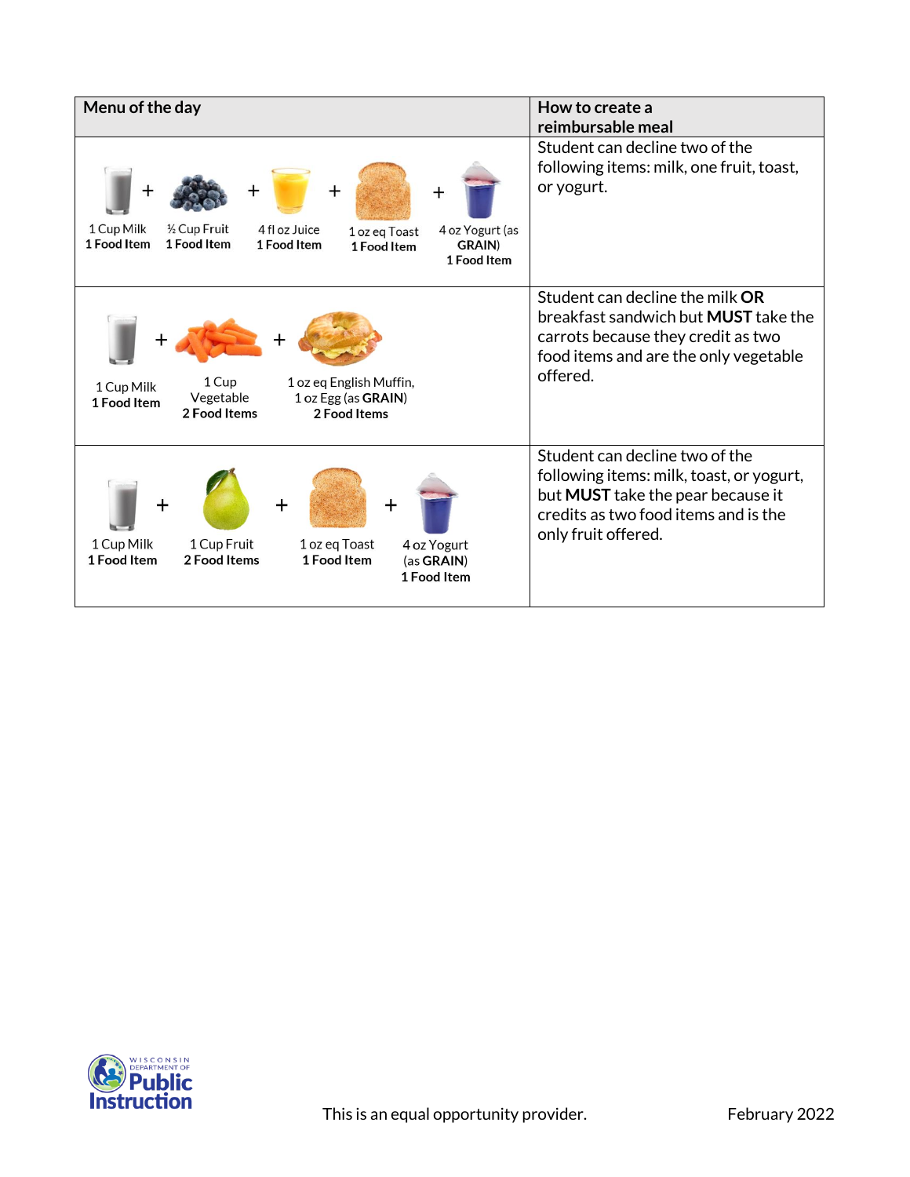| Menu of the day | How to create a reimbursable meal |
|---|---|
| 1 Cup Milk **1 Food Item** + ½ Cup Fruit **1 Food Item** + 4 fl oz Juice **1 Food Item** + 1 oz eq Toast **1 Food Item** + 4 oz Yogurt (as **GRAIN**) **1 Food Item** | Student can decline two of the following items: milk, one fruit, toast, or yogurt. |
| 1 Cup Milk **1 Food Item** + 1 Cup Vegetable **2 Food Items** + 1 oz eq English Muffin, 1 oz Egg (as **GRAIN**) **2 Food Items** | Student can decline the milk **OR** breakfast sandwich but **MUST** take the carrots because they credit as two food items and are the only vegetable offered. |
| 1 Cup Milk **1 Food Item** + 1 Cup Fruit **2 Food Items** + 1 oz eq Toast **1 Food Item** + 4 oz Yogurt (as **GRAIN**) **1 Food Item** | Student can decline two of the following items: milk, toast, or yogurt, but **MUST** take the pear because it credits as two food items and is the only fruit offered. |

This is an equal opportunity provider.

February 2022